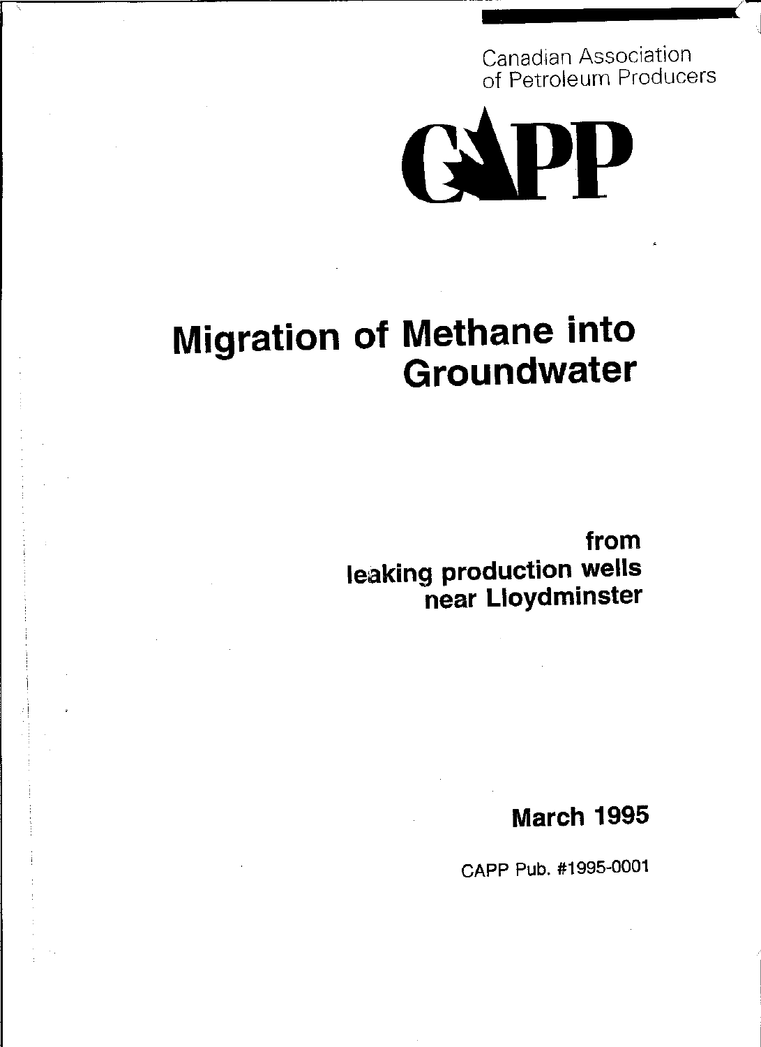Canadian Association of Petroleum Producers

CAPP

# Migration of Methane into Groundwater

## from leaking production wells near Lloydminster

**March 1995**

CAPP Pub. #1995-0001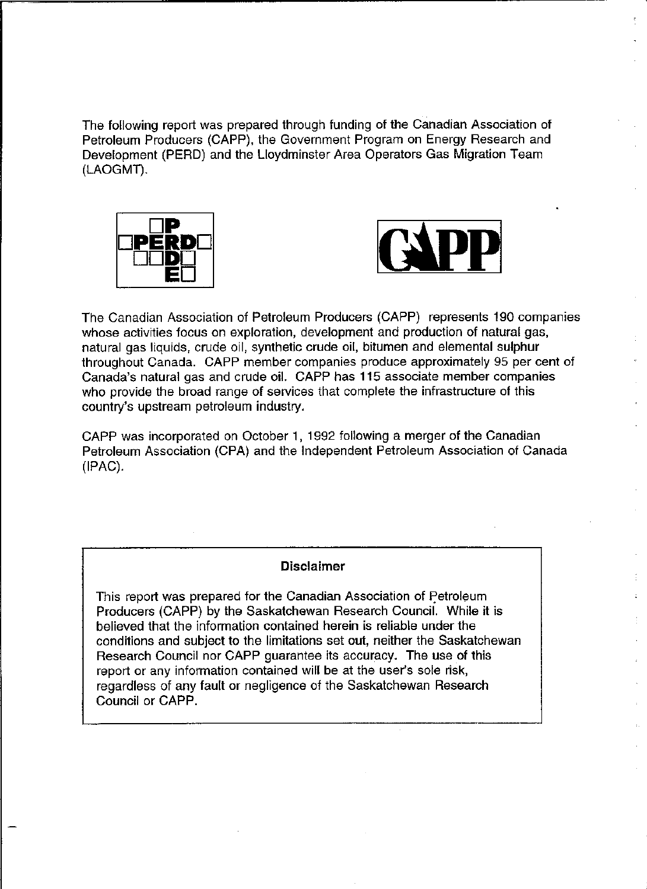The following report was prepared through funding of the Canadian Association of Petroleum Producers (CAPP), the Government Program on Energy Research and Development (PERD) and the Lloydminster Area Operators Gas Migration Team (LAOGMT).

The Canadian Association of Petroleum Producers (CAPP) represents 190 companies whose activities focus on exploration, development and production of natural gas, natural gas liquids, crude oil, synthetic crude oil, bitumen and elemental sulphur throughout Canada. CAPP member companies produce approximately 95 per cent of Canada's natural gas and crude oil. CAPP has 115 associate member companies who provide the broad range of services that complete the infrastructure of this country's upstream petroleum industry.

CAPP was incorporated on October 1, 1992 following a merger of the Canadian Petroleum Association (CPA) and the Independent Petroleum Association of Canada (IPAC).

**Disclaimer**

This report was prepared for the Canadian Association of Petroleum Producers (CAPP) by the Saskatchewan Research Council. While it is believed that the information contained herein is reliable under the conditions and subject to the limitations set out, neither the Saskatchewan Research Council nor CAPP guarantee its accuracy. The use of this report or any information contained will be at the user's sole risk, regardless of any fault or negligence of the Saskatchewan Research Council or CAPP.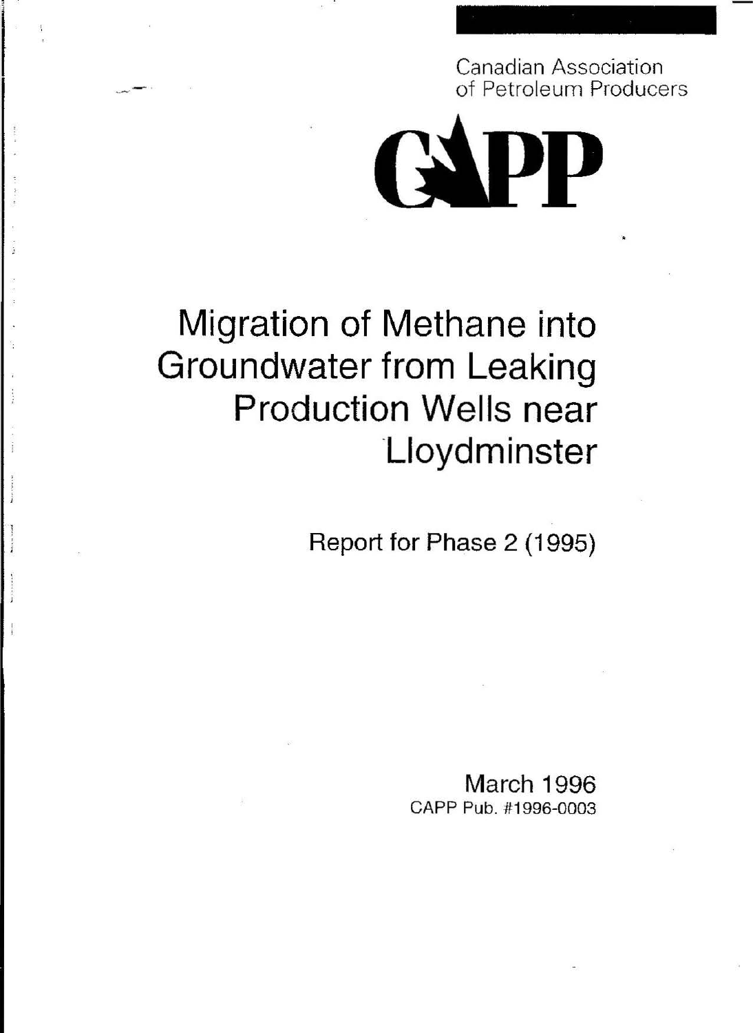Canadian Association
of Petroleum Producers

CAPP

# Migration of Methane into Groundwater from Leaking Production Wells near Lloydminster

Report for Phase 2 (1995)

March 1996
CAPP Pub. #1996-0003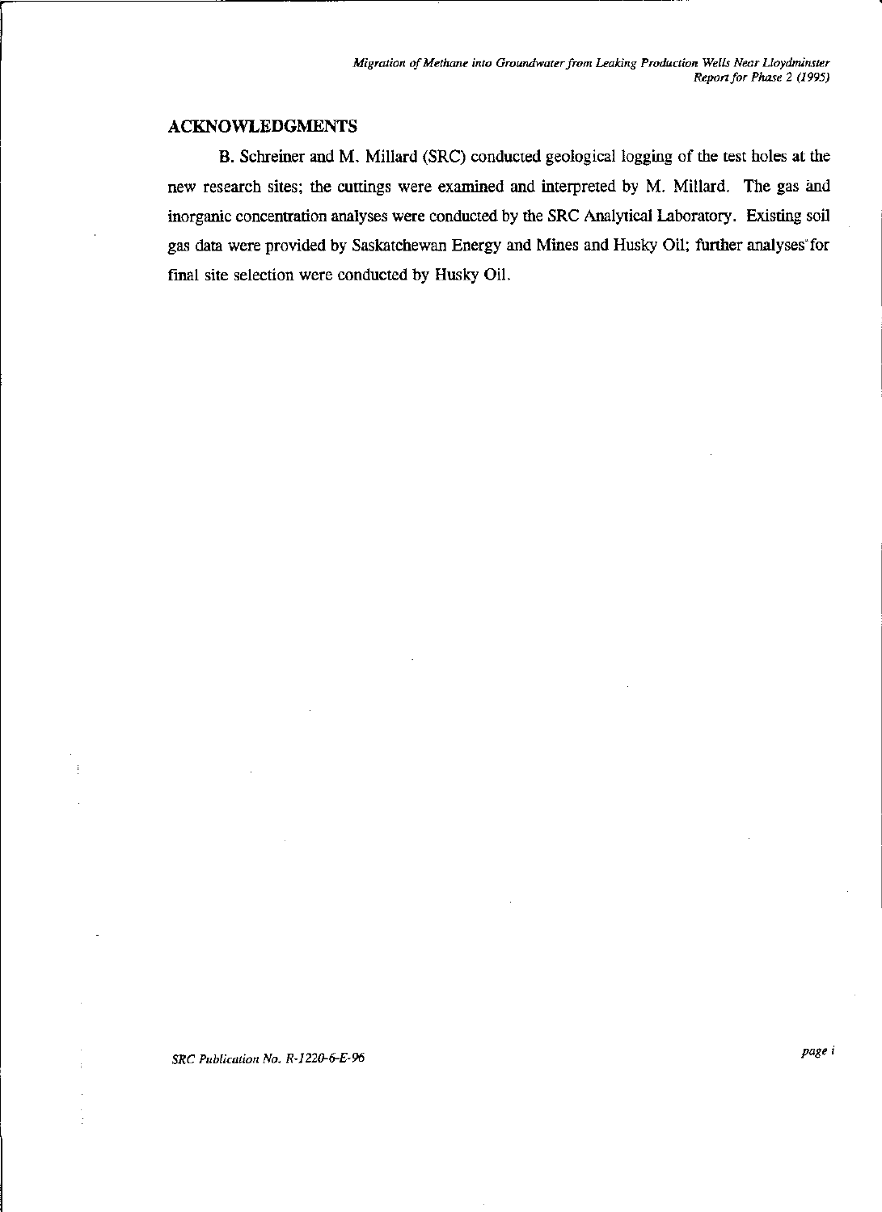## ACKNOWLEDGMENTS

B. Schreiner and M. Millard (SRC) conducted geological logging of the test holes at the new research sites; the cuttings were examined and interpreted by M. Millard. The gas and inorganic concentration analyses were conducted by the SRC Analytical Laboratory. Existing soil gas data were provided by Saskatchewan Energy and Mines and Husky Oil; further analyses for final site selection were conducted by Husky Oil.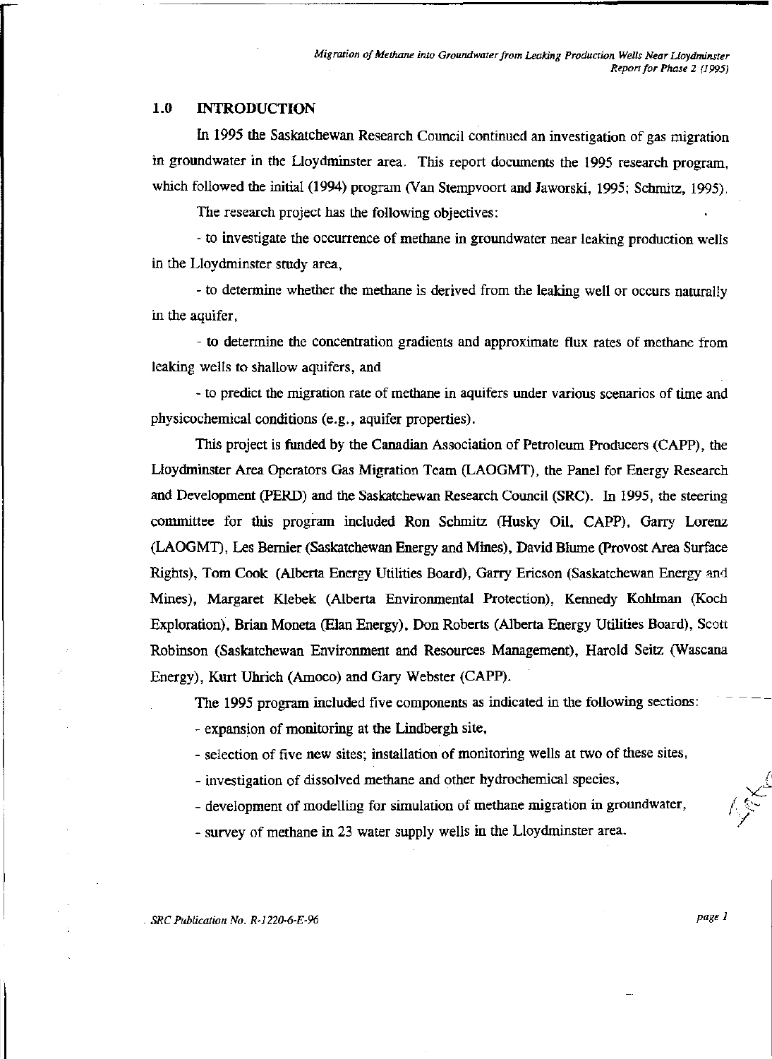## 1.0 INTRODUCTION

In 1995 the Saskatchewan Research Council continued an investigation of gas migration in groundwater in the Lloydminster area. This report documents the 1995 research program, which followed the initial (1994) program (Van Stempvoort and Jaworski, 1995; Schmitz, 1995).

The research project has the following objectives:

- to investigate the occurrence of methane in groundwater near leaking production wells in the Lloydminster study area,

- to determine whether the methane is derived from the leaking well or occurs naturally in the aquifer,

- to determine the concentration gradients and approximate flux rates of methane from leaking wells to shallow aquifers, and

- to predict the migration rate of methane in aquifers under various scenarios of time and physicochemical conditions (e.g., aquifer properties).

This project is funded by the Canadian Association of Petroleum Producers (CAPP), the Lloydminster Area Operators Gas Migration Team (LAOGMT), the Panel for Energy Research and Development (PERD) and the Saskatchewan Research Council (SRC). In 1995, the steering committee for this program included Ron Schmitz (Husky Oil, CAPP), Garry Lorenz (LAOGMT), Les Bernier (Saskatchewan Energy and Mines), David Blume (Provost Area Surface Rights), Tom Cook (Alberta Energy Utilities Board), Garry Ericson (Saskatchewan Energy and Mines), Margaret Klebek (Alberta Environmental Protection), Kennedy Kohlman (Koch Exploration), Brian Moneta (Elan Energy), Don Roberts (Alberta Energy Utilities Board), Scott Robinson (Saskatchewan Environment and Resources Management), Harold Seitz (Wascana Energy), Kurt Uhrich (Amoco) and Gary Webster (CAPP).

The 1995 program included five components as indicated in the following sections:

- expansion of monitoring at the Lindbergh site,
- selection of five new sites; installation of monitoring wells at two of these sites,
- investigation of dissolved methane and other hydrochemical species,
- development of modelling for simulation of methane migration in groundwater,
- survey of methane in 23 water supply wells in the Lloydminster area.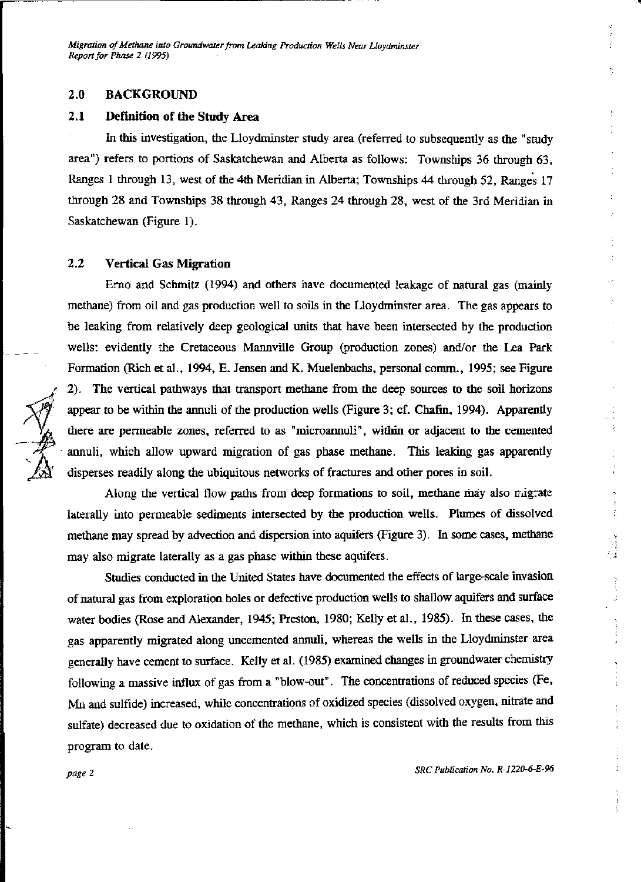## 2.0 BACKGROUND

### 2.1 Definition of the Study Area

In this investigation, the Lloydminster study area (referred to subsequently as the "study area") refers to portions of Saskatchewan and Alberta as follows: Townships 36 through 63, Ranges 1 through 13, west of the 4th Meridian in Alberta; Townships 44 through 52, Ranges 17 through 28 and Townships 38 through 43, Ranges 24 through 28, west of the 3rd Meridian in Saskatchewan (Figure 1).

### 2.2 Vertical Gas Migration

Erno and Schmitz (1994) and others have documented leakage of natural gas (mainly methane) from oil and gas production well to soils in the Lloydminster area. The gas appears to be leaking from relatively deep geological units that have been intersected by the production wells: evidently the Cretaceous Mannville Group (production zones) and/or the Lea Park Formation (Rich et al., 1994, E. Jensen and K. Muelenbachs, personal comm., 1995; see Figure 2). The vertical pathways that transport methane from the deep sources to the soil horizons appear to be within the annuli of the production wells (Figure 3; cf. Chafin, 1994). Apparently there are permeable zones, referred to as "microannuli", within or adjacent to the cemented annuli, which allow upward migration of gas phase methane. This leaking gas apparently disperses readily along the ubiquitous networks of fractures and other pores in soil.

Along the vertical flow paths from deep formations to soil, methane may also migrate laterally into permeable sediments intersected by the production wells. Plumes of dissolved methane may spread by advection and dispersion into aquifers (Figure 3). In some cases, methane may also migrate laterally as a gas phase within these aquifers.

Studies conducted in the United States have documented the effects of large-scale invasion of natural gas from exploration holes or defective production wells to shallow aquifers and surface water bodies (Rose and Alexander, 1945; Preston, 1980; Kelly et al., 1985). In these cases, the gas apparently migrated along uncemented annuli, whereas the wells in the Lloydminster area generally have cement to surface. Kelly et al. (1985) examined changes in groundwater chemistry following a massive influx of gas from a "blow-out". The concentrations of reduced species (Fe, Mn and sulfide) increased, while concentrations of oxidized species (dissolved oxygen, nitrate and sulfate) decreased due to oxidation of the methane, which is consistent with the results from this program to date.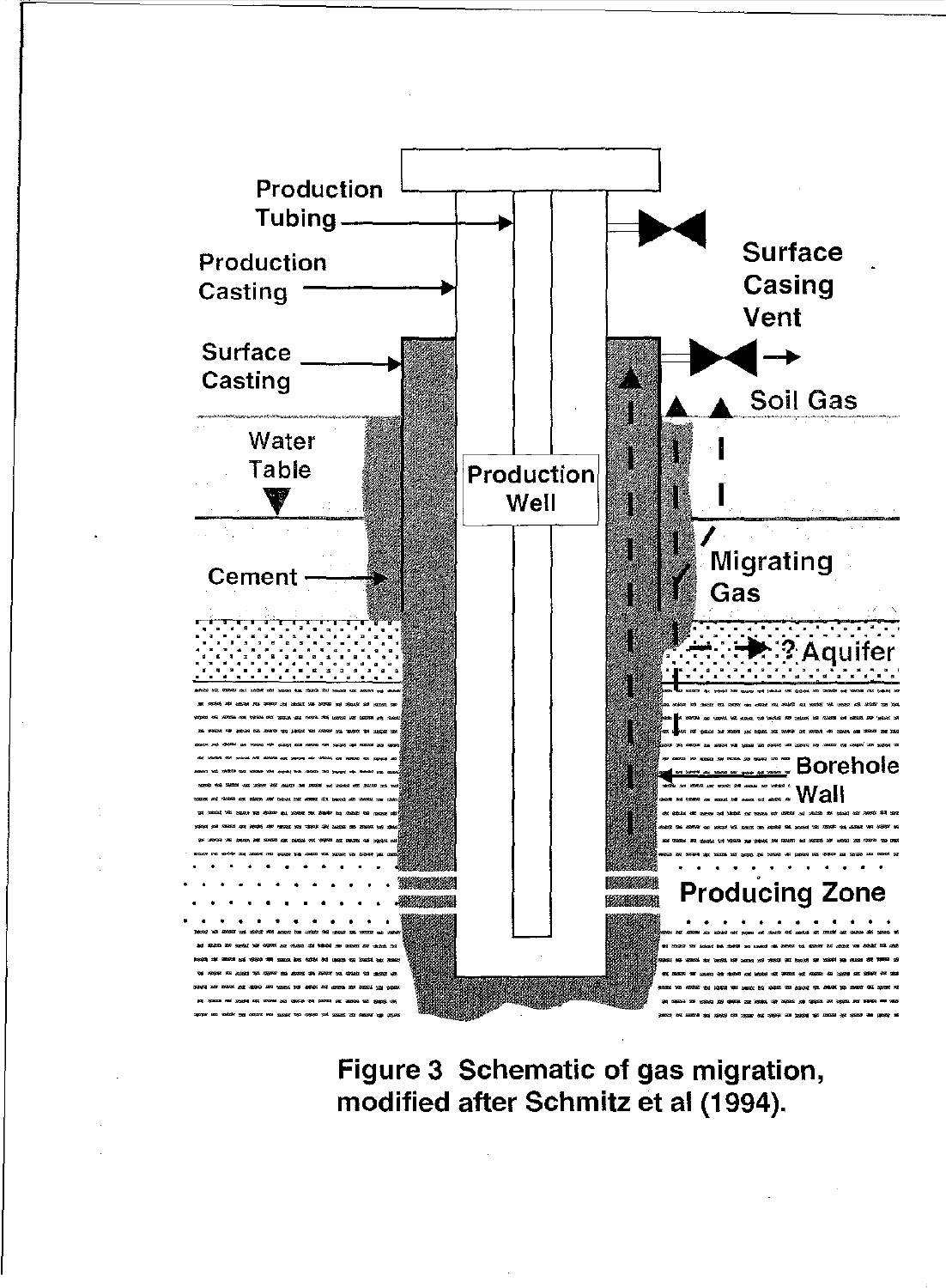Production Tubing

Production Casting

Surface Casting

Water Table

Cement

Production Well

Surface Casing Vent

Soil Gas

Migrating Gas

? Aquifer

Borehole Wall

Producing Zone

**Figure 3 Schematic of gas migration, modified after Schmitz et al (1994).**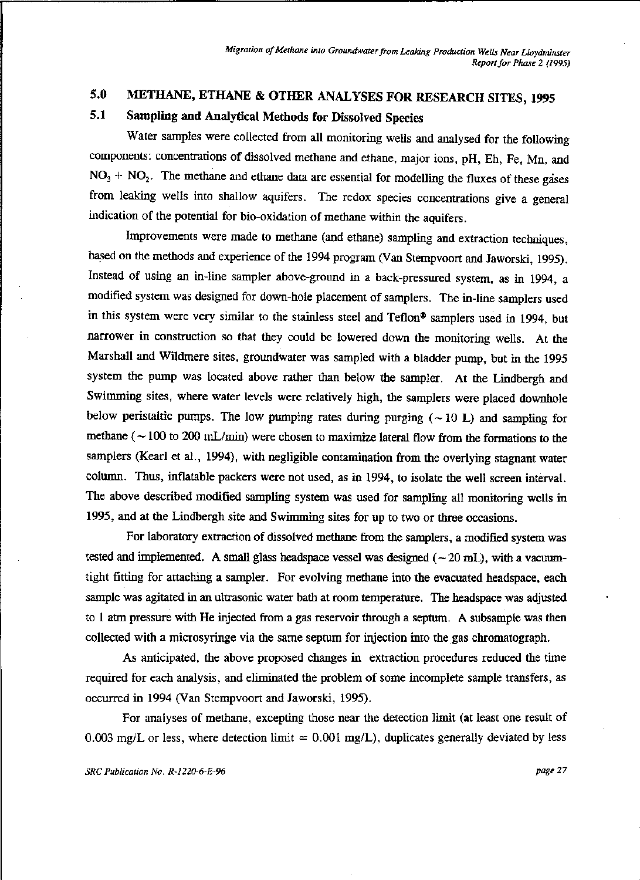## 5.0 METHANE, ETHANE & OTHER ANALYSES FOR RESEARCH SITES, 1995

### 5.1 Sampling and Analytical Methods for Dissolved Species

Water samples were collected from all monitoring wells and analysed for the following components: concentrations of dissolved methane and ethane, major ions, pH, Eh, Fe, Mn, and $NO_3 + NO_2$. The methane and ethane data are essential for modelling the fluxes of these gases from leaking wells into shallow aquifers. The redox species concentrations give a general indication of the potential for bio-oxidation of methane within the aquifers.

Improvements were made to methane (and ethane) sampling and extraction techniques, based on the methods and experience of the 1994 program (Van Stempvoort and Jaworski, 1995). Instead of using an in-line sampler above-ground in a back-pressured system, as in 1994, a modified system was designed for down-hole placement of samplers. The in-line samplers used in this system were very similar to the stainless steel and Teflon® samplers used in 1994, but narrower in construction so that they could be lowered down the monitoring wells. At the Marshall and Wildmere sites, groundwater was sampled with a bladder pump, but in the 1995 system the pump was located above rather than below the sampler. At the Lindbergh and Swimming sites, where water levels were relatively high, the samplers were placed downhole below peristaltic pumps. The low pumping rates during purging (~10 L) and sampling for methane (~100 to 200 mL/min) were chosen to maximize lateral flow from the formations to the samplers (Kearl et al., 1994), with negligible contamination from the overlying stagnant water column. Thus, inflatable packers were not used, as in 1994, to isolate the well screen interval. The above described modified sampling system was used for sampling all monitoring wells in 1995, and at the Lindbergh site and Swimming sites for up to two or three occasions.

For laboratory extraction of dissolved methane from the samplers, a modified system was tested and implemented. A small glass headspace vessel was designed (~20 mL), with a vacuum-tight fitting for attaching a sampler. For evolving methane into the evacuated headspace, each sample was agitated in an ultrasonic water bath at room temperature. The headspace was adjusted to 1 atm pressure with He injected from a gas reservoir through a septum. A subsample was then collected with a microsyringe via the same septum for injection into the gas chromatograph.

As anticipated, the above proposed changes in extraction procedures reduced the time required for each analysis, and eliminated the problem of some incomplete sample transfers, as occurred in 1994 (Van Stempvoort and Jaworski, 1995).

For analyses of methane, excepting those near the detection limit (at least one result of 0.003 mg/L or less, where detection limit = 0.001 mg/L), duplicates generally deviated by less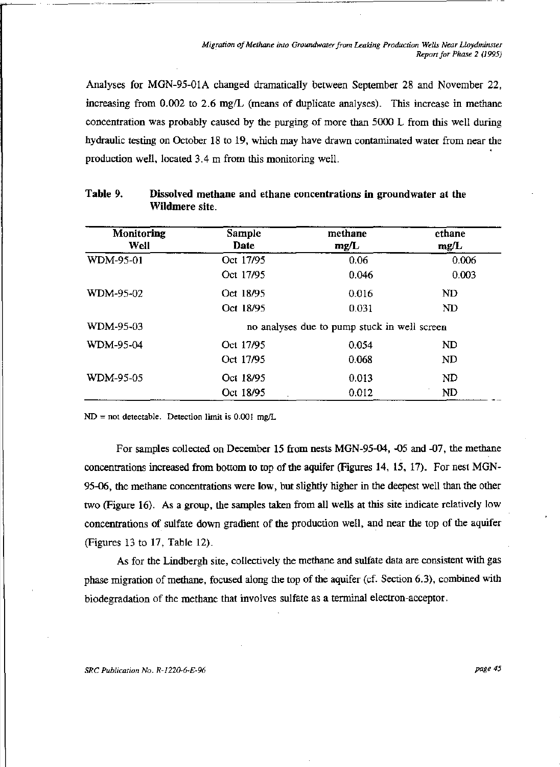Analyses for MGN-95-01A changed dramatically between September 28 and November 22, increasing from 0.002 to 2.6 mg/L (means of duplicate analyses). This increase in methane concentration was probably caused by the purging of more than 5000 L from this well during hydraulic testing on October 18 to 19, which may have drawn contaminated water from near the production well, located 3.4 m from this monitoring well.

**Table 9. Dissolved methane and ethane concentrations in groundwater at the Wildmere site.**

| Monitoring Well | Sample Date | methane mg/L | ethane mg/L |
|---|---|---|---|
| WDM-95-01 | Oct 17/95 | 0.06 | 0.006 |
| | Oct 17/95 | 0.046 | 0.003 |
| WDM-95-02 | Oct 18/95 | 0.016 | ND |
| | Oct 18/95 | 0.031 | ND |
| WDM-95-03 | no analyses due to pump stuck in well screen | | |
| WDM-95-04 | Oct 17/95 | 0.054 | ND |
| | Oct 17/95 | 0.068 | ND |
| WDM-95-05 | Oct 18/95 | 0.013 | ND |
| | Oct 18/95 | 0.012 | ND |

ND = not detectable. Detection limit is 0.001 mg/L

For samples collected on December 15 from nests MGN-95-04, -05 and -07, the methane concentrations increased from bottom to top of the aquifer (Figures 14, 15, 17). For nest MGN-95-06, the methane concentrations were low, but slightly higher in the deepest well than the other two (Figure 16). As a group, the samples taken from all wells at this site indicate relatively low concentrations of sulfate down gradient of the production well, and near the top of the aquifer (Figures 13 to 17, Table 12).

As for the Lindbergh site, collectively the methane and sulfate data are consistent with gas phase migration of methane, focused along the top of the aquifer (cf. Section 6.3), combined with biodegradation of the methane that involves sulfate as a terminal electron-acceptor.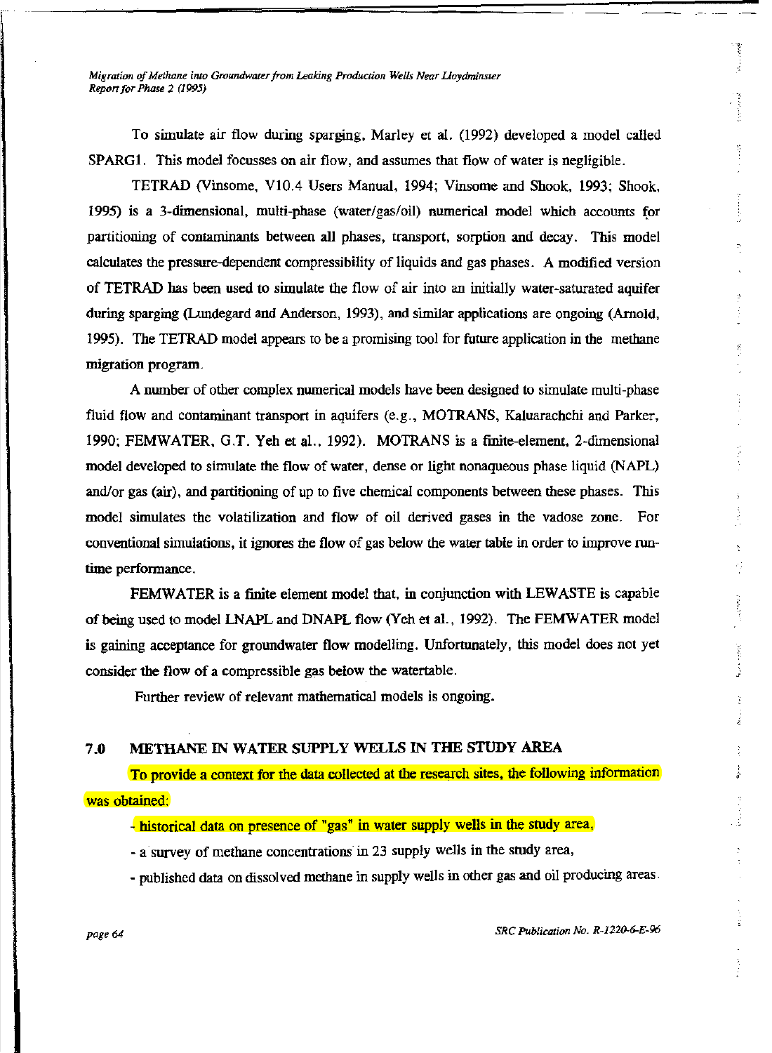To simulate air flow during sparging, Marley et al. (1992) developed a model called SPARG1. This model focusses on air flow, and assumes that flow of water is negligible.

TETRAD (Vinsome, V10.4 Users Manual, 1994; Vinsome and Shook, 1993; Shook, 1995) is a 3-dimensional, multi-phase (water/gas/oil) numerical model which accounts for partitioning of contaminants between all phases, transport, sorption and decay. This model calculates the pressure-dependent compressibility of liquids and gas phases. A modified version of TETRAD has been used to simulate the flow of air into an initially water-saturated aquifer during sparging (Lundegard and Anderson, 1993), and similar applications are ongoing (Arnold, 1995). The TETRAD model appears to be a promising tool for future application in the methane migration program.

A number of other complex numerical models have been designed to simulate multi-phase fluid flow and contaminant transport in aquifers (e.g., MOTRANS, Kaluarachchi and Parker, 1990; FEMWATER, G.T. Yeh et al., 1992). MOTRANS is a finite-element, 2-dimensional model developed to simulate the flow of water, dense or light nonaqueous phase liquid (NAPL) and/or gas (air), and partitioning of up to five chemical components between these phases. This model simulates the volatilization and flow of oil derived gases in the vadose zone. For conventional simulations, it ignores the flow of gas below the water table in order to improve run-time performance.

FEMWATER is a finite element model that, in conjunction with LEWASTE is capable of being used to model LNAPL and DNAPL flow (Yeh et al., 1992). The FEMWATER model is gaining acceptance for groundwater flow modelling. Unfortunately, this model does not yet consider the flow of a compressible gas below the watertable.

Further review of relevant mathematical models is ongoing.

## 7.0 METHANE IN WATER SUPPLY WELLS IN THE STUDY AREA

To provide a context for the data collected at the research sites, the following information was obtained:

- historical data on presence of "gas" in water supply wells in the study area,
- a survey of methane concentrations in 23 supply wells in the study area,
- published data on dissolved methane in supply wells in other gas and oil producing areas.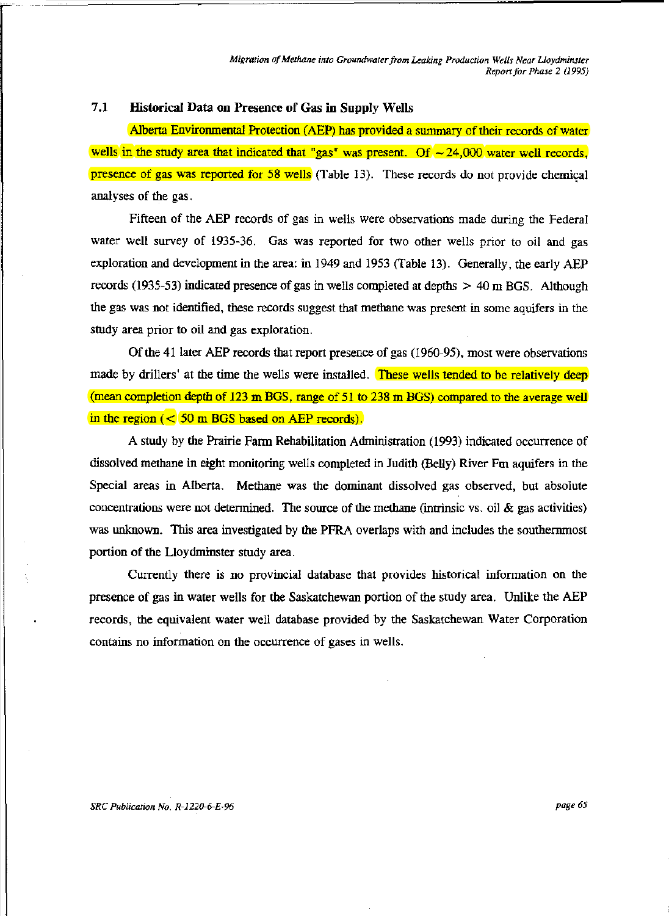### 7.1 Historical Data on Presence of Gas in Supply Wells

Alberta Environmental Protection (AEP) has provided a summary of their records of water wells in the study area that indicated that "gas" was present. Of ~24,000 water well records, presence of gas was reported for 58 wells (Table 13). These records do not provide chemical analyses of the gas.

Fifteen of the AEP records of gas in wells were observations made during the Federal water well survey of 1935-36. Gas was reported for two other wells prior to oil and gas exploration and development in the area: in 1949 and 1953 (Table 13). Generally, the early AEP records (1935-53) indicated presence of gas in wells completed at depths > 40 m BGS. Although the gas was not identified, these records suggest that methane was present in some aquifers in the study area prior to oil and gas exploration.

Of the 41 later AEP records that report presence of gas (1960-95), most were observations made by drillers' at the time the wells were installed. These wells tended to be relatively deep (mean completion depth of 123 m BGS, range of 51 to 238 m BGS) compared to the average well in the region (< 50 m BGS based on AEP records).

A study by the Prairie Farm Rehabilitation Administration (1993) indicated occurrence of dissolved methane in eight monitoring wells completed in Judith (Belly) River Fm aquifers in the Special areas in Alberta. Methane was the dominant dissolved gas observed, but absolute concentrations were not determined. The source of the methane (intrinsic vs. oil & gas activities) was unknown. This area investigated by the PFRA overlaps with and includes the southernmost portion of the Lloydminster study area.

Currently there is no provincial database that provides historical information on the presence of gas in water wells for the Saskatchewan portion of the study area. Unlike the AEP records, the equivalent water well database provided by the Saskatchewan Water Corporation contains no information on the occurrence of gases in wells.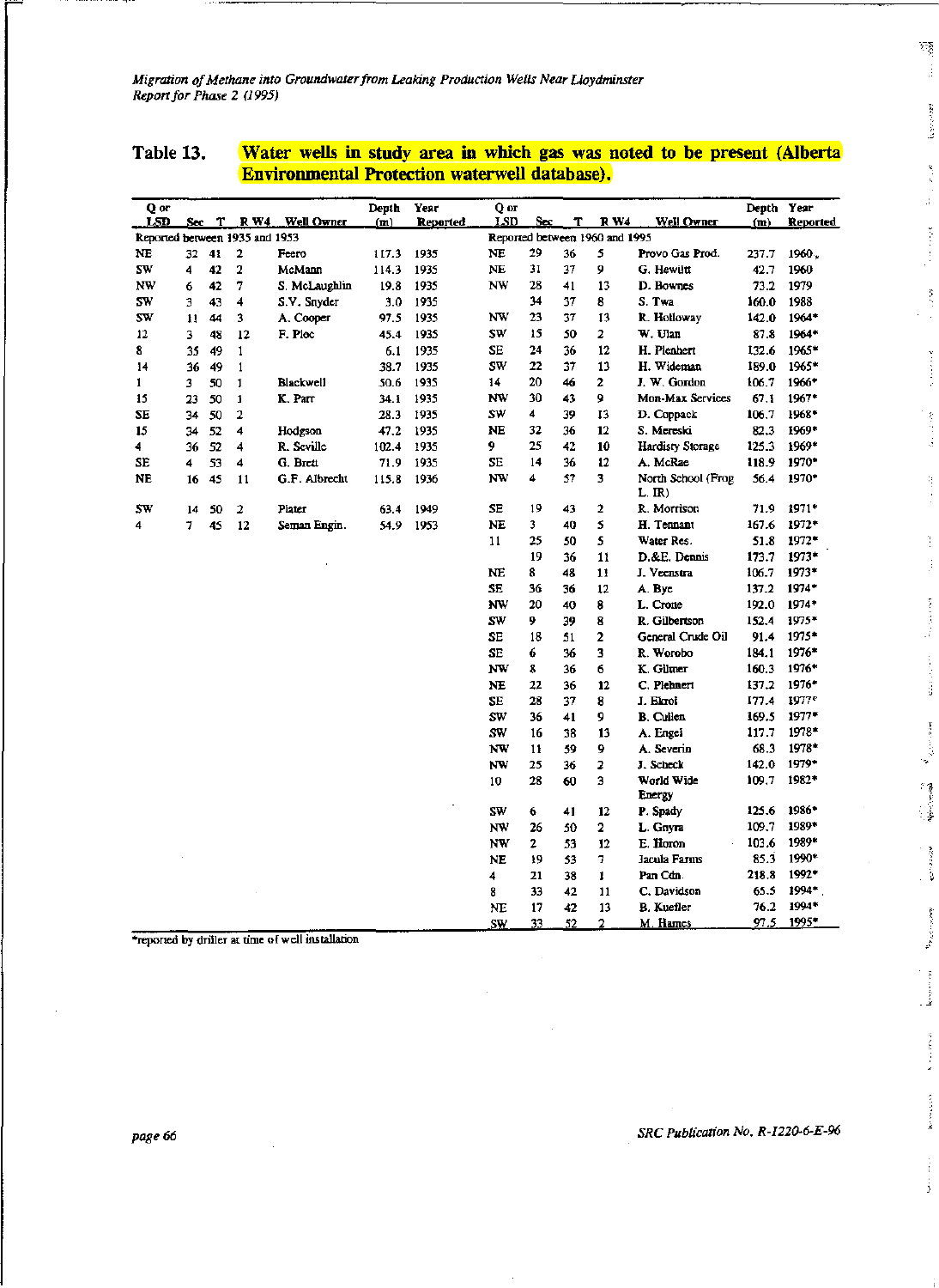## Table 13. Water wells in study area in which gas was noted to be present (Alberta Environmental Protection waterwell database).

| Q or LSD | Sec | T | R W4 | Well Owner | Depth (m) | Year Reported |
|---|---|---|---|---|---|---|
| Reported between 1935 and 1953 | | | | | | |
| NE | 32 | 41 | 2 | Feero | 117.3 | 1935 |
| SW | 4 | 42 | 2 | McMann | 114.3 | 1935 |
| NW | 6 | 42 | 7 | S. McLaughlin | 19.8 | 1935 |
| SW | 3 | 43 | 4 | S.V. Snyder | 3.0 | 1935 |
| SW | 11 | 44 | 3 | A. Cooper | 97.5 | 1935 |
| 12 | 3 | 48 | 12 | F. Ploc | 45.4 | 1935 |
| 8 | 35 | 49 | 1 | | 6.1 | 1935 |
| 14 | 36 | 49 | 1 | | 38.7 | 1935 |
| 1 | 3 | 50 | 1 | Blackwell | 50.6 | 1935 |
| 15 | 23 | 50 | 1 | K. Parr | 34.1 | 1935 |
| SE | 34 | 50 | 2 | | 28.3 | 1935 |
| 15 | 34 | 52 | 4 | Hodgson | 47.2 | 1935 |
| 4 | 36 | 52 | 4 | R. Seville | 102.4 | 1935 |
| SE | 4 | 53 | 4 | G. Brett | 71.9 | 1935 |
| NE | 16 | 45 | 11 | G.F. Albrecht | 115.8 | 1936 |
| SW | 14 | 50 | 2 | Plater | 63.4 | 1949 |
| 4 | 7 | 45 | 12 | Seman Engin. | 54.9 | 1953 |
| Reported between 1960 and 1995 | | | | | | |
| NE | 29 | 36 | 5 | Provo Gas Prod. | 237.7 | 1960 |
| NE | 31 | 37 | 9 | G. Hewitt | 42.7 | 1960 |
| NW | 28 | 41 | 13 | D. Bownes | 73.2 | 1979 |
| | 34 | 37 | 8 | S. Twa | 160.0 | 1988 |
| NW | 23 | 37 | 13 | R. Holloway | 142.0 | 1964* |
| SW | 15 | 50 | 2 | W. Ulan | 87.8 | 1964* |
| SE | 24 | 36 | 12 | H. Plenhert | 132.6 | 1965* |
| SW | 22 | 37 | 13 | H. Wideman | 189.0 | 1965* |
| 14 | 20 | 46 | 2 | J. W. Gordon | 106.7 | 1966* |
| NW | 30 | 43 | 9 | Mon-Max Services | 67.1 | 1967* |
| SW | 4 | 39 | 13 | D. Coppack | 106.7 | 1968* |
| NE | 32 | 36 | 12 | S. Mereski | 82.3 | 1969* |
| 9 | 25 | 42 | 10 | Hardisty Storage | 125.3 | 1969* |
| SE | 14 | 36 | 12 | A. McRae | 118.9 | 1970* |
| NW | 4 | 57 | 3 | North School (Frog L. IR) | 56.4 | 1970* |
| SE | 19 | 43 | 2 | R. Morrison | 71.9 | 1971* |
| NE | 3 | 40 | 5 | H. Tennant | 167.6 | 1972* |
| 11 | 25 | 50 | 5 | Water Res. | 51.8 | 1972* |
| | 19 | 36 | 11 | D.&E. Dennis | 173.7 | 1973* |
| NE | 8 | 48 | 11 | J. Veenstra | 106.7 | 1973* |
| SE | 36 | 36 | 12 | A. Bye | 137.2 | 1974* |
| NW | 20 | 40 | 8 | L. Crone | 192.0 | 1974* |
| SW | 9 | 39 | 8 | R. Gilbertson | 152.4 | 1975* |
| SE | 18 | 51 | 2 | General Crude Oil | 91.4 | 1975* |
| SE | 6 | 36 | 3 | R. Worobo | 184.1 | 1976* |
| NW | 8 | 36 | 6 | K. Gilmer | 160.3 | 1976* |
| NE | 22 | 36 | 12 | C. Plehnert | 137.2 | 1976* |
| SE | 28 | 37 | 8 | J. Ekrol | 177.4 | 1977* |
| SW | 36 | 41 | 9 | B. Cullen | 169.5 | 1977* |
| SW | 16 | 38 | 13 | A. Engel | 117.7 | 1978* |
| NW | 11 | 59 | 9 | A. Severin | 68.3 | 1978* |
| NW | 25 | 36 | 2 | J. Scheck | 142.0 | 1979* |
| 10 | 28 | 60 | 3 | World Wide Energy | 109.7 | 1982* |
| SW | 6 | 41 | 12 | P. Spady | 125.6 | 1986* |
| NW | 26 | 50 | 2 | L. Gnyra | 109.7 | 1989* |
| NW | 2 | 53 | 12 | E. Horon | 103.6 | 1989* |
| NE | 19 | 53 | 7 | Jacula Farms | 85.3 | 1990* |
| 4 | 21 | 38 | 1 | Pan Cdn | 218.8 | 1992* |
| 8 | 33 | 42 | 11 | C. Davidson | 65.5 | 1994* |
| NE | 17 | 42 | 13 | B. Kuefler | 76.2 | 1994* |
| SW | 33 | 52 | 2 | M. Hames | 97.5 | 1995* |

*reported by driller at time of well installation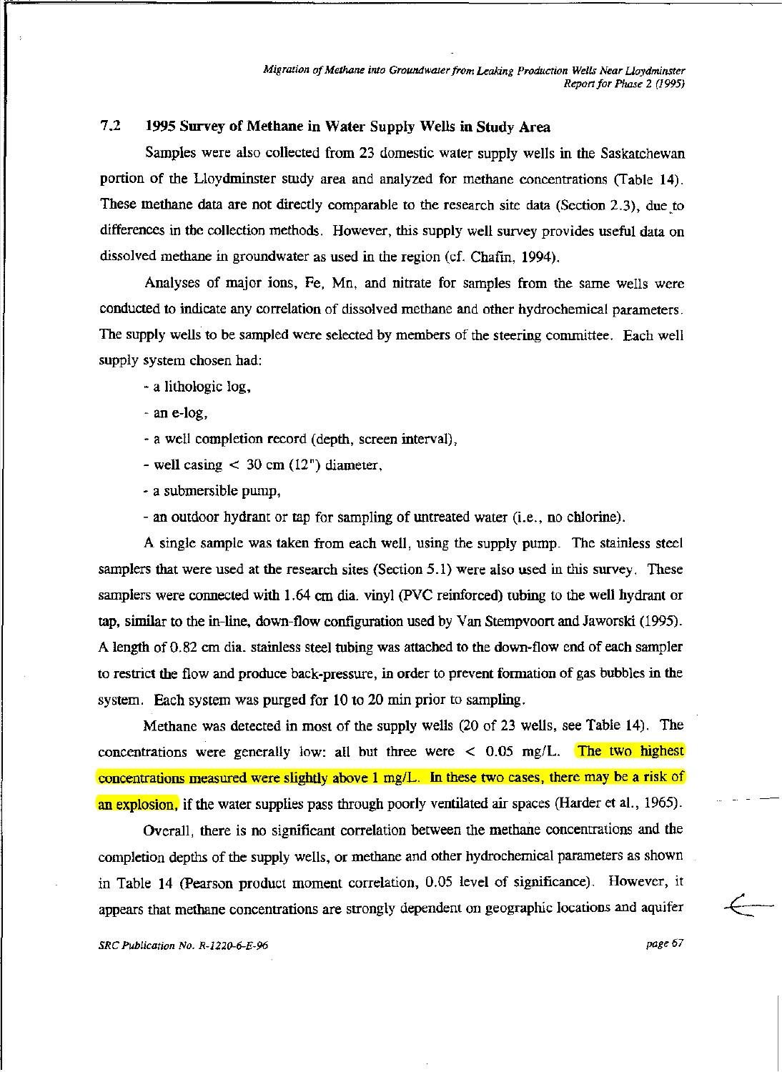### 7.2 1995 Survey of Methane in Water Supply Wells in Study Area

Samples were also collected from 23 domestic water supply wells in the Saskatchewan portion of the Lloydminster study area and analyzed for methane concentrations (Table 14). These methane data are not directly comparable to the research site data (Section 2.3), due to differences in the collection methods. However, this supply well survey provides useful data on dissolved methane in groundwater as used in the region (cf. Chafin, 1994).

Analyses of major ions, Fe, Mn, and nitrate for samples from the same wells were conducted to indicate any correlation of dissolved methane and other hydrochemical parameters. The supply wells to be sampled were selected by members of the steering committee. Each well supply system chosen had:

- a lithologic log,
- an e-log,
- a well completion record (depth, screen interval),
- well casing < 30 cm (12") diameter,
- a submersible pump,
- an outdoor hydrant or tap for sampling of untreated water (i.e., no chlorine).

A single sample was taken from each well, using the supply pump. The stainless steel samplers that were used at the research sites (Section 5.1) were also used in this survey. These samplers were connected with 1.64 cm dia. vinyl (PVC reinforced) tubing to the well hydrant or tap, similar to the in-line, down-flow configuration used by Van Stempvoort and Jaworski (1995). A length of 0.82 cm dia. stainless steel tubing was attached to the down-flow end of each sampler to restrict the flow and produce back-pressure, in order to prevent formation of gas bubbles in the system. Each system was purged for 10 to 20 min prior to sampling.

Methane was detected in most of the supply wells (20 of 23 wells, see Table 14). The concentrations were generally low: all but three were < 0.05 mg/L. The two highest concentrations measured were slightly above 1 mg/L. In these two cases, there may be a risk of an explosion, if the water supplies pass through poorly ventilated air spaces (Harder et al., 1965).

Overall, there is no significant correlation between the methane concentrations and the completion depths of the supply wells, or methane and other hydrochemical parameters as shown in Table 14 (Pearson product moment correlation, 0.05 level of significance). However, it appears that methane concentrations are strongly dependent on geographic locations and aquifer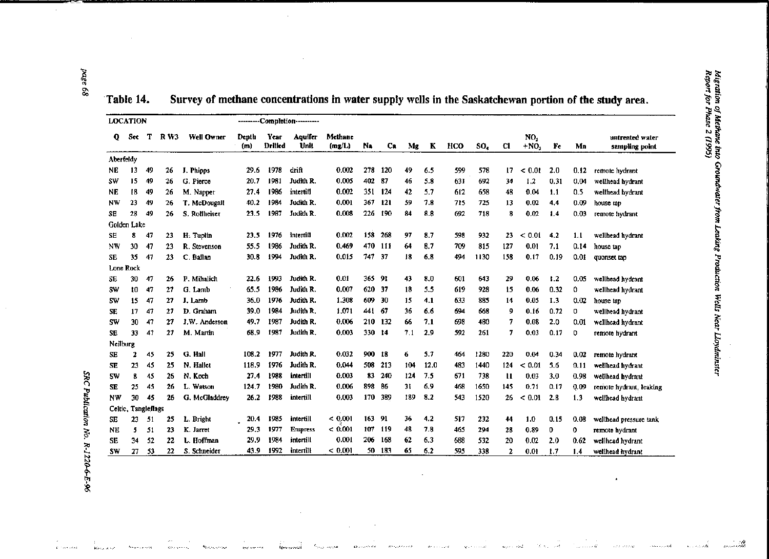**Table 14. Survey of methane concentrations in water supply wells in the Saskatchewan portion of the study area.**

| LOCATION | | | | | ---------Completion--------- | | | | | | | | | | | | | | | |
|---|---|---|---|---|---|---|---|---|---|---|---|---|---|---|---|---|---|---|---|
| Q | Sec | T | R W3 | Well Owner | Depth (m) | Year Drilled | Aquifer Unit | Methane (mg/L) | Na | Ca | Mg | K | HCO | $SO_4$ | Cl | $NO_2$ $+NO_3$ | Fe | Mn | untreated water sampling point |
| Aberfeldy | | | | | | | | | | | | | | | | | | | |
| NE | 13 | 49 | 26 | J. Phipps | 29.6 | 1978 | drift | 0.002 | 278 | 120 | 49 | 6.5 | 599 | 578 | 17 | < 0.01 | 2.0 | 0.12 | remote hydrant |
| SW | 15 | 49 | 26 | G. Pierce | 20.7 | 1981 | Judith R. | 0.005 | 402 | 87 | 46 | 5.8 | 631 | 692 | 34 | 1.2 | 0.31 | 0.04 | wellhead hydrant |
| NE | 18 | 49 | 26 | M. Napper | 27.4 | 1986 | intertill | 0.002 | 351 | 124 | 42 | 5.7 | 612 | 658 | 48 | 0.04 | 1.1 | 0.5 | wellhead hydrant |
| NW | 23 | 49 | 26 | T. McDougall | 40.2 | 1984 | Judith R. | 0.001 | 367 | 121 | 59 | 7.8 | 715 | 725 | 13 | 0.02 | 4.4 | 0.09 | house tap |
| SE | 28 | 49 | 26 | S. Rollheiser | 23.5 | 1987 | Judith R. | 0.008 | 226 | 190 | 84 | 8.8 | 692 | 718 | 8 | 0.02 | 1.4 | 0.03 | remote hydrant |
| Golden Lake | | | | | | | | | | | | | | | | | | | |
| SE | 8 | 47 | 23 | H. Tuplin | 23.5 | 1976 | intertill | 0.002 | 158 | 268 | 97 | 8.7 | 598 | 932 | 23 | < 0.01 | 4.2 | 1.1 | wellhead hydrant |
| NW | 30 | 47 | 23 | R. Stevenson | 55.5 | 1986 | Judith R. | 0.469 | 470 | 111 | 64 | 8.7 | 709 | 815 | 127 | 0.01 | 7.1 | 0.14 | house tap |
| SE | 35 | 47 | 23 | C. Ballan | 30.8 | 1994 | Judith R. | 0.015 | 747 | 37 | 18 | 6.8 | 494 | 1130 | 158 | 0.17 | 0.19 | 0.01 | quonset tap |
| Lone Rock | | | | | | | | | | | | | | | | | | | |
| SE | 30 | 47 | 26 | P. Mihalich | 22.6 | 1993 | Judith R. | 0.01 | 365 | 91 | 43 | 8.0 | 601 | 643 | 29 | 0.06 | 1.2 | 0.05 | wellhead hydrant |
| SW | 10 | 47 | 27 | G. Lamb | 65.5 | 1986 | Judith R. | 0.007 | 620 | 37 | 18 | 5.5 | 619 | 928 | 15 | 0.06 | 0.32 | 0 | wellhead hydrant |
| SW | 15 | 47 | 27 | J. Lamb | 36.0 | 1976 | Judith R. | 1.308 | 609 | 30 | 15 | 4.1 | 633 | 885 | 14 | 0.05 | 1.3 | 0.02 | house tap |
| SE | 17 | 47 | 27 | D. Graham | 39.0 | 1984 | Judith R. | 1.071 | 441 | 67 | 36 | 6.6 | 694 | 668 | 9 | 0.16 | 0.72 | 0 | wellhead hydrant |
| SW | 30 | 47 | 27 | J.W. Anderson | 49.7 | 1987 | Judith R. | 0.006 | 210 | 132 | 66 | 7.1 | 698 | 480 | 7 | 0.08 | 2.0 | 0.01 | wellhead hydrant |
| SE | 33 | 47 | 27 | M. Martin | 68.9 | 1987 | Judith R. | 0.003 | 330 | 14 | 7.1 | 2.9 | 592 | 261 | 7 | 0.03 | 0.17 | 0 | remote hydrant |
| Neilburg | | | | | | | | | | | | | | | | | | | |
| SE | 2 | 45 | 25 | G. Hall | 108.2 | 1977 | Judith R. | 0.032 | 900 | 18 | 6 | 5.7 | 464 | 1280 | 220 | 0.04 | 0.34 | 0.02 | remote hydrant |
| SE | 23 | 45 | 25 | N. Hallet | 118.9 | 1976 | Judith R. | 0.044 | 508 | 213 | 104 | 12.0 | 483 | 1440 | 124 | < 0.01 | 5.6 | 0.11 | wellhead hydrant |
| SW | 8 | 45 | 26 | N. Koch | 27.4 | 1988 | intertill | 0.003 | 83 | 240 | 124 | 7.5 | 671 | 738 | 11 | 0.03 | 3.0 | 0.98 | wellhead hydrant |
| SE | 25 | 45 | 26 | L. Watson | 124.7 | 1980 | Judith R. | 0.006 | 898 | 86 | 31 | 6.9 | 468 | 1650 | 145 | 0.71 | 0.17 | 0.09 | remote hydrant, leaking |
| NW | 30 | 45 | 26 | G. McGladdrey | 26.2 | 1988 | intertill | 0.003 | 170 | 389 | 189 | 8.2 | 543 | 1520 | 26 | < 0.01 | 2.8 | 1.3 | wellhead hydrant |
| Celtic, Tangleflags | | | | | | | | | | | | | | | | | | | |
| SE | 23 | 51 | 25 | L. Bright | 20.4 | 1985 | intertill | < 0.001 | 163 | 91 | 36 | 4.2 | 517 | 232 | 44 | 1.0 | 0.15 | 0.08 | wellhead pressure tank |
| NE | 5 | 51 | 23 | K. Jarret | 29.3 | 1977 | Empress | < 0.001 | 107 | 119 | 48 | 7.8 | 465 | 294 | 28 | 0.89 | 0 | 0 | remote hydrant |
| SE | 34 | 52 | 22 | L. Hoffman | 29.9 | 1984 | intertill | 0.001 | 206 | 168 | 62 | 6.3 | 688 | 532 | 20 | 0.02 | 2.0 | 0.62 | wellhead hydrant |
| SW | 27 | 53 | 22 | S. Schneider | 43.9 | 1992 | intertill | < 0.001 | 50 | 183 | 65 | 6.2 | 595 | 338 | 2 | 0.01 | 1.7 | 1.4 | wellhead hydrant |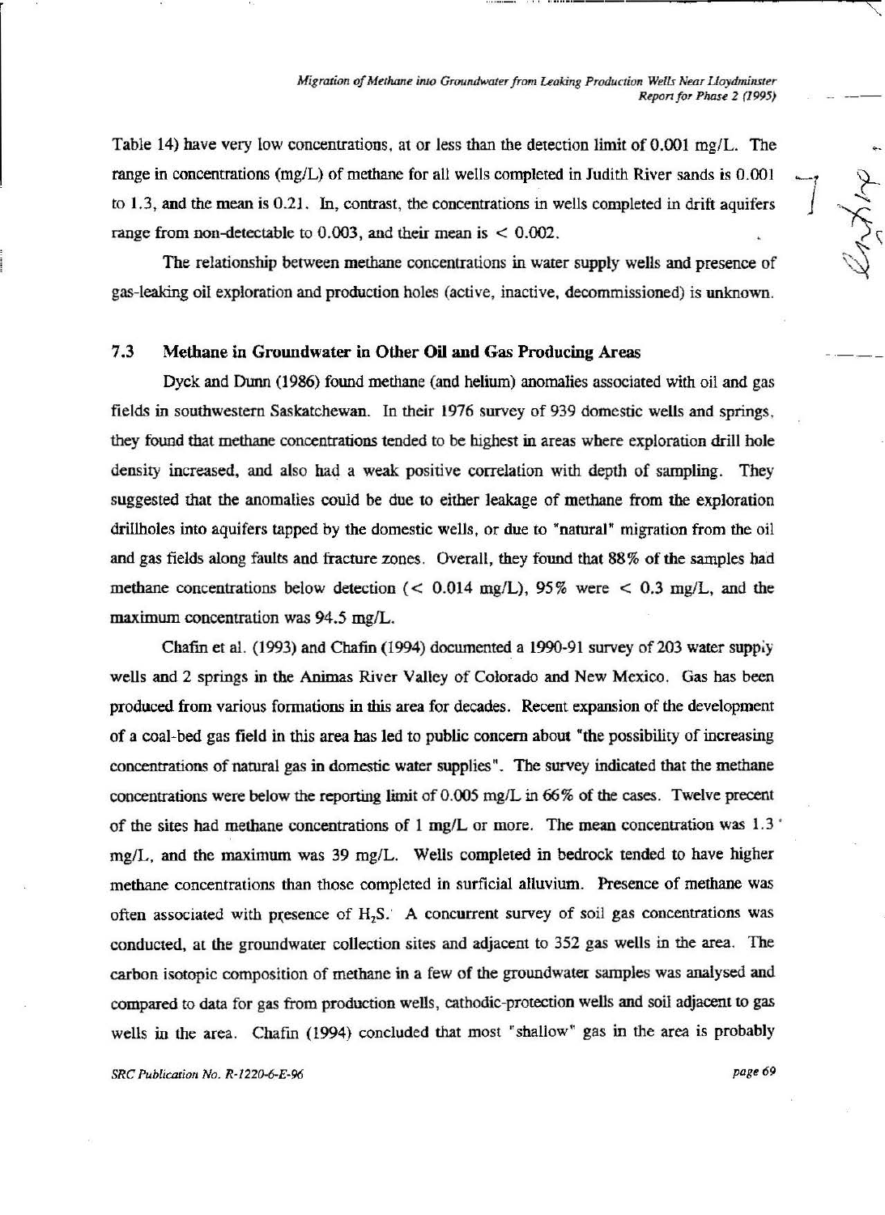Table 14) have very low concentrations, at or less than the detection limit of 0.001 mg/L. The range in concentrations (mg/L) of methane for all wells completed in Judith River sands is 0.001 to 1.3, and the mean is 0.21. In, contrast, the concentrations in wells completed in drift aquifers range from non-detectable to 0.003, and their mean is < 0.002.

The relationship between methane concentrations in water supply wells and presence of gas-leaking oil exploration and production holes (active, inactive, decommissioned) is unknown.

### 7.3 Methane in Groundwater in Other Oil and Gas Producing Areas

Dyck and Dunn (1986) found methane (and helium) anomalies associated with oil and gas fields in southwestern Saskatchewan. In their 1976 survey of 939 domestic wells and springs, they found that methane concentrations tended to be highest in areas where exploration drill hole density increased, and also had a weak positive correlation with depth of sampling. They suggested that the anomalies could be due to either leakage of methane from the exploration drillholes into aquifers tapped by the domestic wells, or due to "natural" migration from the oil and gas fields along faults and fracture zones. Overall, they found that 88% of the samples had methane concentrations below detection (< 0.014 mg/L), 95% were < 0.3 mg/L, and the maximum concentration was 94.5 mg/L.

Chafin et al. (1993) and Chafin (1994) documented a 1990-91 survey of 203 water supply wells and 2 springs in the Animas River Valley of Colorado and New Mexico. Gas has been produced from various formations in this area for decades. Recent expansion of the development of a coal-bed gas field in this area has led to public concern about "the possibility of increasing concentrations of natural gas in domestic water supplies". The survey indicated that the methane concentrations were below the reporting limit of 0.005 mg/L in 66% of the cases. Twelve precent of the sites had methane concentrations of 1 mg/L or more. The mean concentration was 1.3 mg/L, and the maximum was 39 mg/L. Wells completed in bedrock tended to have higher methane concentrations than those completed in surficial alluvium. Presence of methane was often associated with presence of $H_2S$. A concurrent survey of soil gas concentrations was conducted, at the groundwater collection sites and adjacent to 352 gas wells in the area. The carbon isotopic composition of methane in a few of the groundwater samples was analysed and compared to data for gas from production wells, cathodic-protection wells and soil adjacent to gas wells in the area. Chafin (1994) concluded that most "shallow" gas in the area is probably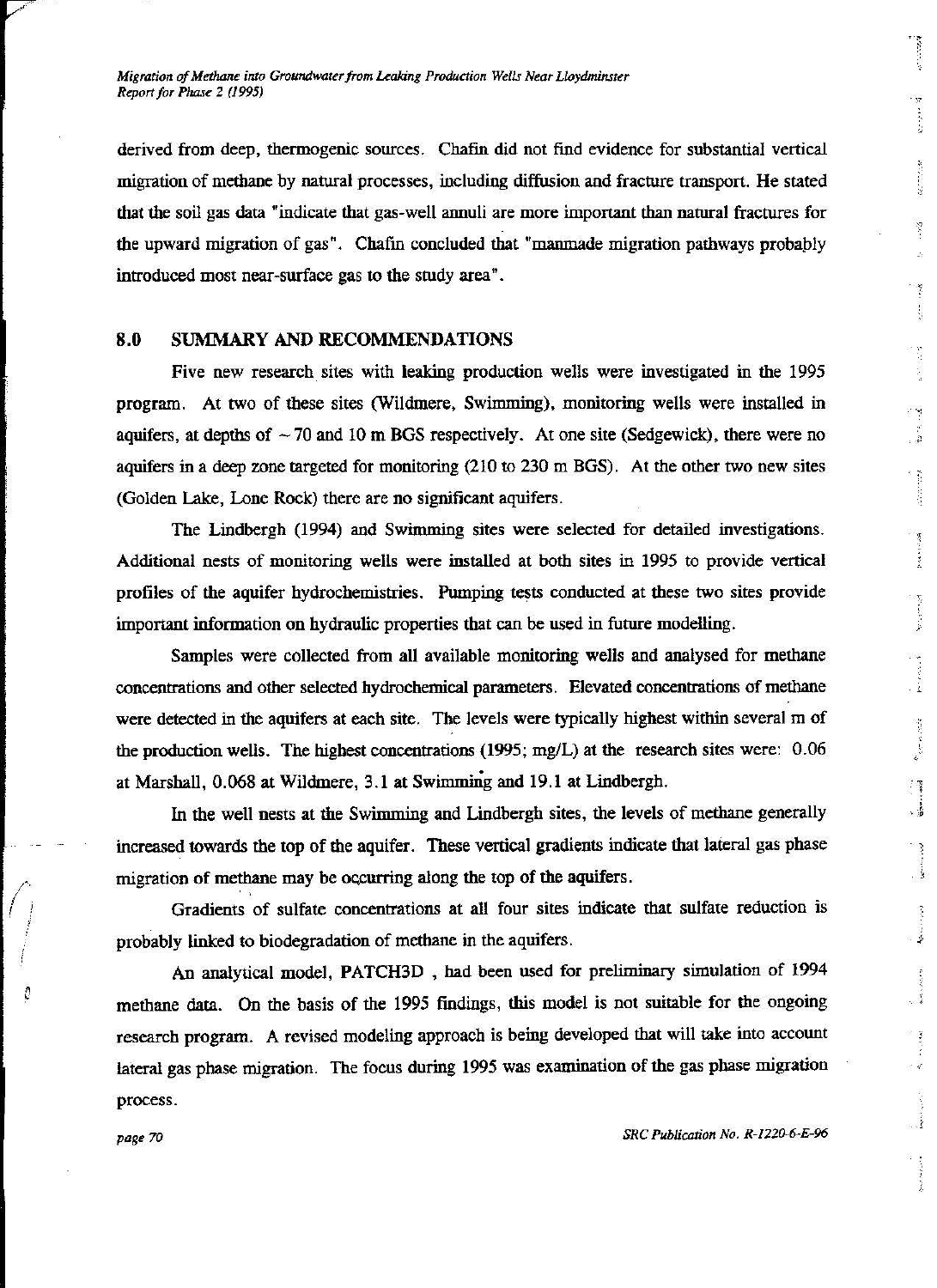derived from deep, thermogenic sources. Chafin did not find evidence for substantial vertical migration of methane by natural processes, including diffusion and fracture transport. He stated that the soil gas data "indicate that gas-well annuli are more important than natural fractures for the upward migration of gas". Chafin concluded that "manmade migration pathways probably introduced most near-surface gas to the study area".

## 8.0 SUMMARY AND RECOMMENDATIONS

Five new research sites with leaking production wells were investigated in the 1995 program. At two of these sites (Wildmere, Swimming), monitoring wells were installed in aquifers, at depths of ~ 70 and 10 m BGS respectively. At one site (Sedgewick), there were no aquifers in a deep zone targeted for monitoring (210 to 230 m BGS). At the other two new sites (Golden Lake, Lone Rock) there are no significant aquifers.

The Lindbergh (1994) and Swimming sites were selected for detailed investigations. Additional nests of monitoring wells were installed at both sites in 1995 to provide vertical profiles of the aquifer hydrochemistries. Pumping tests conducted at these two sites provide important information on hydraulic properties that can be used in future modelling.

Samples were collected from all available monitoring wells and analysed for methane concentrations and other selected hydrochemical parameters. Elevated concentrations of methane were detected in the aquifers at each site. The levels were typically highest within several m of the production wells. The highest concentrations (1995; mg/L) at the research sites were: 0.06 at Marshall, 0.068 at Wildmere, 3.1 at Swimming and 19.1 at Lindbergh.

In the well nests at the Swimming and Lindbergh sites, the levels of methane generally increased towards the top of the aquifer. These vertical gradients indicate that lateral gas phase migration of methane may be occurring along the top of the aquifers.

Gradients of sulfate concentrations at all four sites indicate that sulfate reduction is probably linked to biodegradation of methane in the aquifers.

An analytical model, PATCH3D , had been used for preliminary simulation of 1994 methane data. On the basis of the 1995 findings, this model is not suitable for the ongoing research program. A revised modeling approach is being developed that will take into account lateral gas phase migration. The focus during 1995 was examination of the gas phase migration process.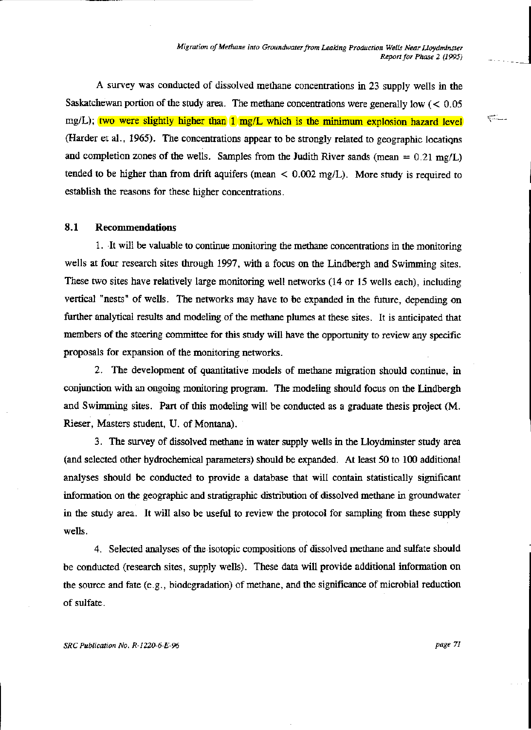A survey was conducted of dissolved methane concentrations in 23 supply wells in the Saskatchewan portion of the study area. The methane concentrations were generally low (< 0.05 mg/L); two were slightly higher than 1 mg/L which is the minimum explosion hazard level (Harder et al., 1965). The concentrations appear to be strongly related to geographic locations and completion zones of the wells. Samples from the Judith River sands (mean = 0.21 mg/L) tended to be higher than from drift aquifers (mean < 0.002 mg/L). More study is required to establish the reasons for these higher concentrations.

### 8.1 Recommendations

1. It will be valuable to continue monitoring the methane concentrations in the monitoring wells at four research sites through 1997, with a focus on the Lindbergh and Swimming sites. These two sites have relatively large monitoring well networks (14 or 15 wells each), including vertical "nests" of wells. The networks may have to be expanded in the future, depending on further analytical results and modeling of the methane plumes at these sites. It is anticipated that members of the steering committee for this study will have the opportunity to review any specific proposals for expansion of the monitoring networks.

2. The development of quantitative models of methane migration should continue, in conjunction with an ongoing monitoring program. The modeling should focus on the Lindbergh and Swimming sites. Part of this modeling will be conducted as a graduate thesis project (M. Rieser, Masters student, U. of Montana).

3. The survey of dissolved methane in water supply wells in the Lloydminster study area (and selected other hydrochemical parameters) should be expanded. At least 50 to 100 additional analyses should be conducted to provide a database that will contain statistically significant information on the geographic and stratigraphic distribution of dissolved methane in groundwater in the study area. It will also be useful to review the protocol for sampling from these supply wells.

4. Selected analyses of the isotopic compositions of dissolved methane and sulfate should be conducted (research sites, supply wells). These data will provide additional information on the source and fate (e.g., biodegradation) of methane, and the significance of microbial reduction of sulfate.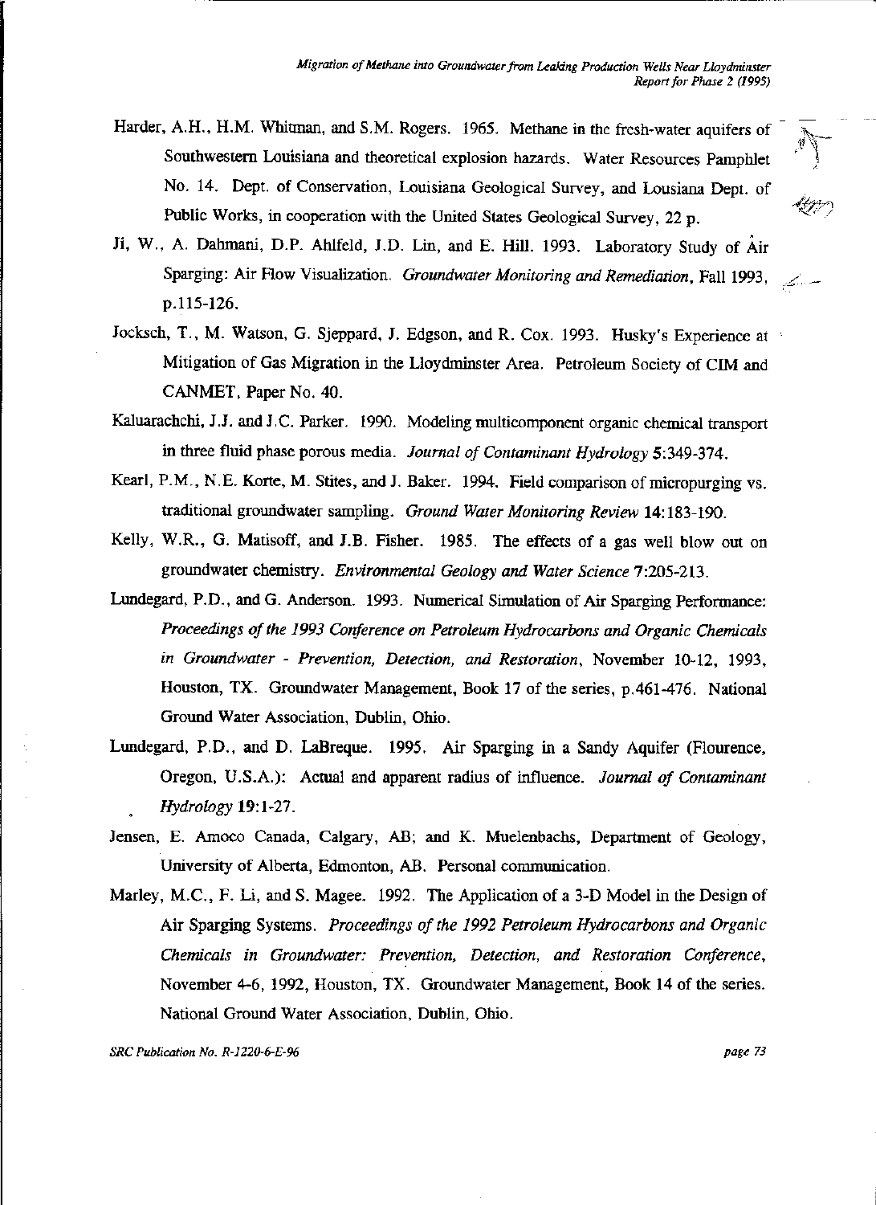Harder, A.H., H.M. Whitman, and S.M. Rogers. 1965. Methane in the fresh-water aquifers of Southwestern Louisiana and theoretical explosion hazards. Water Resources Pamphlet No. 14. Dept. of Conservation, Louisiana Geological Survey, and Lousiana Dept. of Public Works, in cooperation with the United States Geological Survey, 22 p.

Ji, W., A. Dahmani, D.P. Ahlfeld, J.D. Lin, and E. Hill. 1993. Laboratory Study of Air Sparging: Air Flow Visualization. *Groundwater Monitoring and Remediation*, Fall 1993, p.115-126.

Jocksch, T., M. Watson, G. Sjeppard, J. Edgson, and R. Cox. 1993. Husky's Experience at Mitigation of Gas Migration in the Lloydminster Area. Petroleum Society of CIM and CANMET, Paper No. 40.

Kaluarachchi, J.J. and J.C. Parker. 1990. Modeling multicomponent organic chemical transport in three fluid phase porous media. *Journal of Contaminant Hydrology* **5**:349-374.

Kearl, P.M., N.E. Korte, M. Stites, and J. Baker. 1994. Field comparison of micropurging vs. traditional groundwater sampling. *Ground Water Monitoring Review* **14**:183-190.

Kelly, W.R., G. Matisoff, and J.B. Fisher. 1985. The effects of a gas well blow out on groundwater chemistry. *Environmental Geology and Water Science* **7**:205-213.

Lundegard, P.D., and G. Anderson. 1993. Numerical Simulation of Air Sparging Performance: *Proceedings of the 1993 Conference on Petroleum Hydrocarbons and Organic Chemicals in Groundwater - Prevention, Detection, and Restoration*, November 10-12, 1993, Houston, TX. Groundwater Management, Book 17 of the series, p.461-476. National Ground Water Association, Dublin, Ohio.

Lundegard, P.D., and D. LaBreque. 1995. Air Sparging in a Sandy Aquifer (Flourence, Oregon, U.S.A.): Actual and apparent radius of influence. *Journal of Contaminant Hydrology* **19**:1-27.

Jensen, E. Amoco Canada, Calgary, AB; and K. Muelenbachs, Department of Geology, University of Alberta, Edmonton, AB. Personal communication.

Marley, M.C., F. Li, and S. Magee. 1992. The Application of a 3-D Model in the Design of Air Sparging Systems. *Proceedings of the 1992 Petroleum Hydrocarbons and Organic Chemicals in Groundwater: Prevention, Detection, and Restoration Conference*, November 4-6, 1992, Houston, TX. Groundwater Management, Book 14 of the series. National Ground Water Association, Dublin, Ohio.